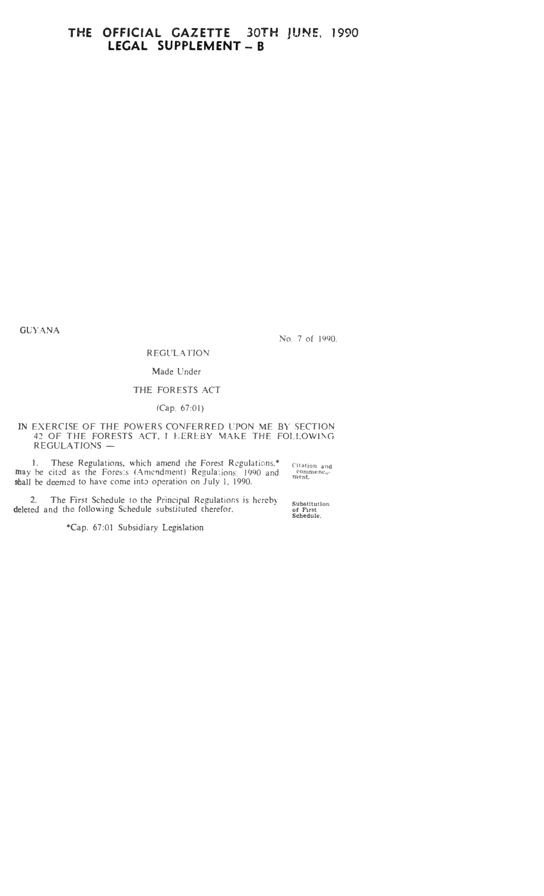# THE OFFICIAL GAZETTE 30TH JUNE, 1990
## LEGAL SUPPLEMENT – B

GUYANA

No. 7 of 1990.

REGULATION

Made Under

THE FORESTS ACT

(Cap. 67:01)

IN EXERCISE OF THE POWERS CONFERRED UPON ME BY SECTION 42 OF THE FORESTS ACT, I HEREBY MAKE THE FOLLOWING REGULATIONS —

Citation and commencement.

1. These Regulations, which amend the Forest Regulations.* may be cited as the Forests (Amendment) Regulations, 1990 and shall be deemed to have come into operation on July 1, 1990.

Substitution of First Schedule.

2. The First Schedule to the Principal Regulations is hereby deleted and the following Schedule substituted therefor.

*Cap. 67:01 Subsidiary Legislation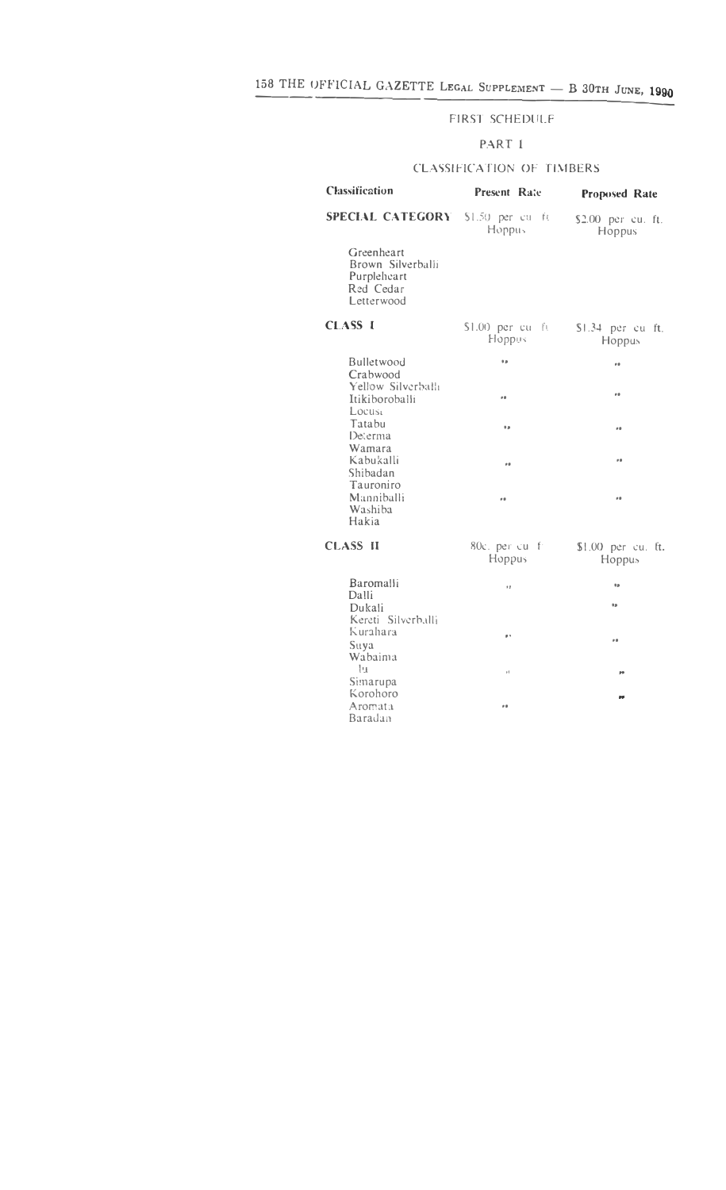FIRST SCHEDULE

PART I

CLASSIFICATION OF TIMBERS

| Classification | Present Rate | Proposed Rate |
|---|---|---|
| **SPECIAL CATEGORY** | $1.50 per cu. ft. Hoppus | $2.00 per cu. ft. Hoppus |
| Greenheart | | |
| Brown Silverballi | | |
| Purpleheart | | |
| Red Cedar | | |
| Letterwood | | |
| **CLASS I** | $1.00 per cu. ft. Hoppus | $1.34 per cu. ft. Hoppus |
| Bulletwood | " | " |
| Crabwood | | |
| Yellow Silverballi | | |
| Itikiboroballi | " | " |
| Locust | | |
| Tatabu | " | " |
| Determa | | |
| Wamara | | |
| Kabukalli | " | " |
| Shibadan | | |
| Tauroniro | | |
| Manniballi | " | " |
| Washiba | | |
| Hakia | | |
| **CLASS II** | 80c. per cu. ft. Hoppus | $1.00 per cu. ft. Hoppus |
| Baromalli | " | " |
| Dalli | | |
| Dukali | | " |
| Kereti Silverballi | | |
| Kurahara | " | " |
| Suya | | |
| Wabaima | | |
| Iu | " | " |
| Simarupa | | |
| Korohoro | | " |
| Aromata | " | |
| Baradan | | |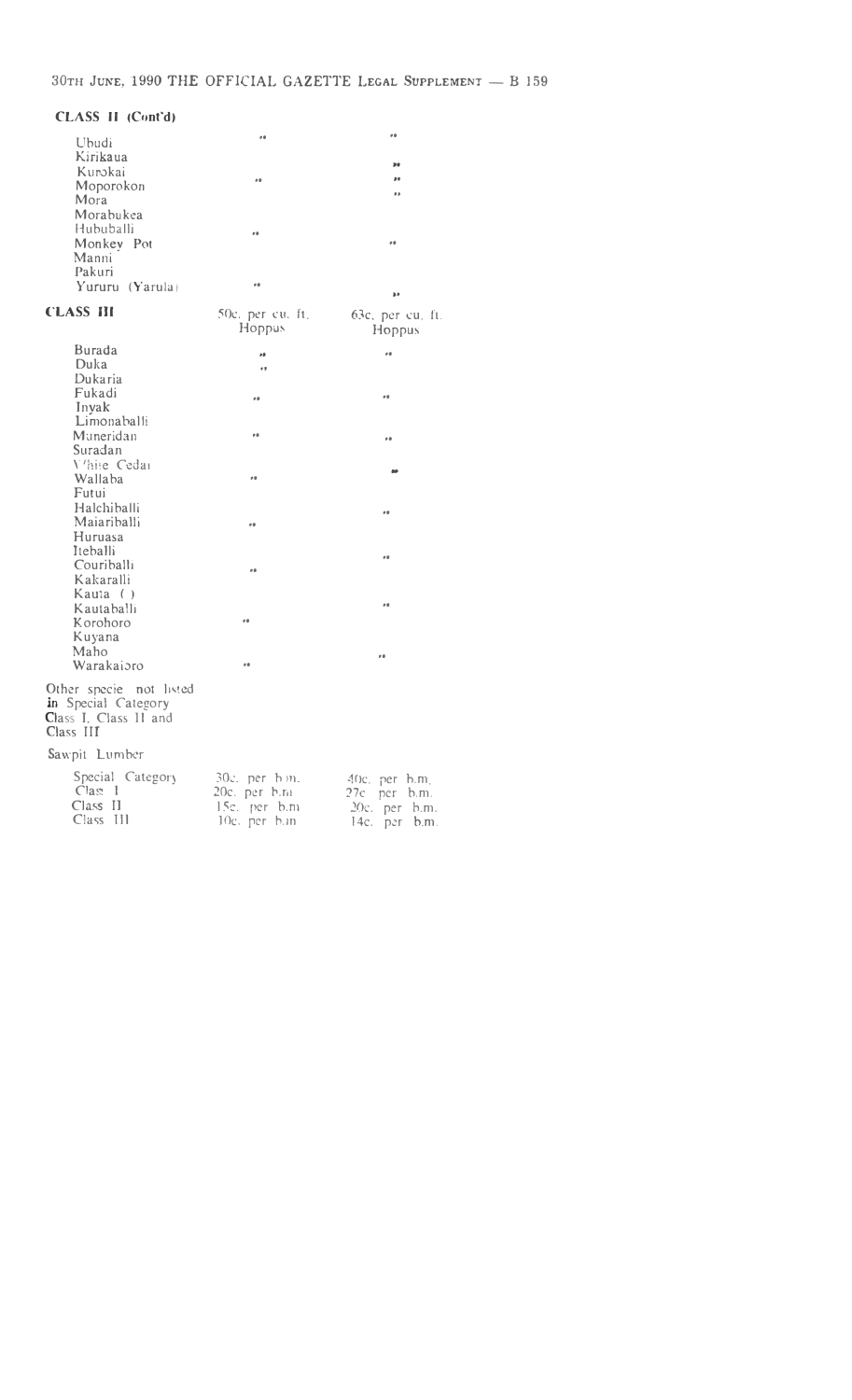**CLASS II (Cont'd)**

| | | |
|---|---|---|
| Ubudi | " | " |
| Kirikaua | | " |
| Kurokai | " | " |
| Moporokon | | " |
| Mora | | |
| Morabukea | | |
| Hububalli | " | |
| Monkey Pot | | " |
| Manni | | |
| Pakuri | | |
| Yururu (Yarula) | " | " |
| **CLASS III** | 50c. per cu. ft. Hoppus | 63c. per cu. ft. Hoppus |
| Burada | " | " |
| Duka | " | |
| Dukaria | | |
| Fukadi | " | " |
| Inyak | | |
| Limonaballi | | |
| Muneridan | " | " |
| Suradan | | |
| White Cedar | | " |
| Wallaba | " | |
| Futui | | |
| Halchiballi | | " |
| Maiariballi | " | |
| Huruasa | | |
| Iteballi | | " |
| Couriballi | " | |
| Kakaralli | | |
| Kauta ( ) | | |
| Kautaballi | | " |
| Korohoro | " | |
| Kuyana | | |
| Maho | | " |
| Warakaioro | " | |
| Other specie not listed in Special Category Class I, Class II and Class III | | |
| Sawpit Lumber | | |
| Special Category | 30c. per b.m. | 40c. per b.m. |
| Class I | 20c. per b.m. | 27c per b.m. |
| Class II | 15c. per b.m | 20c. per b.m. |
| Class III | 10c. per b.m | 14c. per b.m. |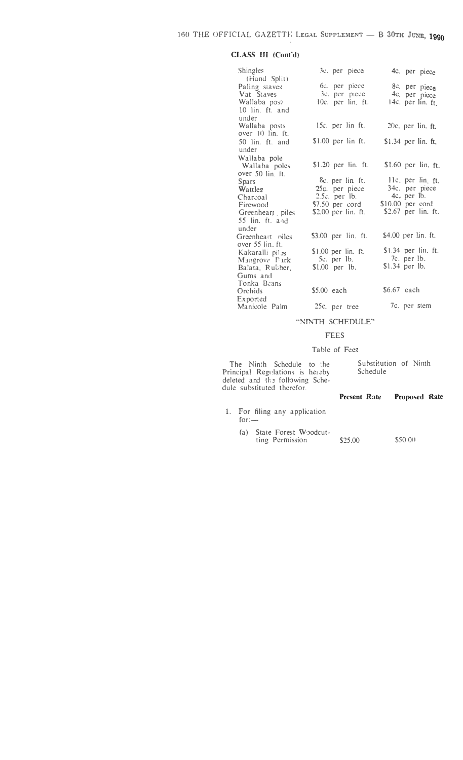**CLASS III (Cont'd)**

| | | |
|---|---|---|
| Shingles (Hand Split) | 3c. per piece | 4c. per piece |
| Paling staves | 6c. per piece | 8c. per piece |
| Vat Staves | 3c. per piece | 4c. per piece |
| Wallaba posts 10 lin. ft. and under | 10c. per lin. ft. | 14c. per lin. ft. |
| Wallaba posts over 10 lin. ft. | 15c. per lin ft. | 20c. per lin. ft. |
| 50 lin. ft. and under Wallaba pole | $1.00 per lin ft. | $1.34 per lin. ft. |
| Wallaba poles over 50 lin. ft. | $1.20 per lin. ft. | $1.60 per lin. ft. |
| Spars | 8c. per lin. ft. | 11c. per lin. ft. |
| Wattles | 25c. per piece | 34c. per piece |
| Charcoal | 2.5c. per lb. | 4c. per lb. |
| Firewood | $7.50 per cord | $10.00 per cord |
| Greenheart piles 55 lin. ft. and under | $2.00 per lin. ft. | $2.67 per lin. ft. |
| Greenheart piles over 55 lin. ft. | $3.00 per lin. ft. | $4.00 per lin. ft. |
| Kakaralli piles | $1.00 per lin. ft. | $1.34 per lin. ft. |
| Mangrove Bark | 5c. per lb. | 7c. per lb. |
| Balata, Rubber, Gums and Tonka Beans | $1.00 per lb. | $1.34 per lb. |
| Orchids Exported | $5.00 each | $6.67 each |
| Manicole Palm | 25c. per tree | 7c. per stem |

"NINTH SCHEDULE"

FEES

Table of Fees

The Ninth Schedule to the Principal Regulations is hereby deleted and the following Schedule substituted therefor.

Substitution of Ninth Schedule

| | Present Rate | Proposed Rate |
|---|---|---|
| 1. For filing any application for:— | | |
| (a) State Forest Woodcutting Permission | $25.00 | $50.00 |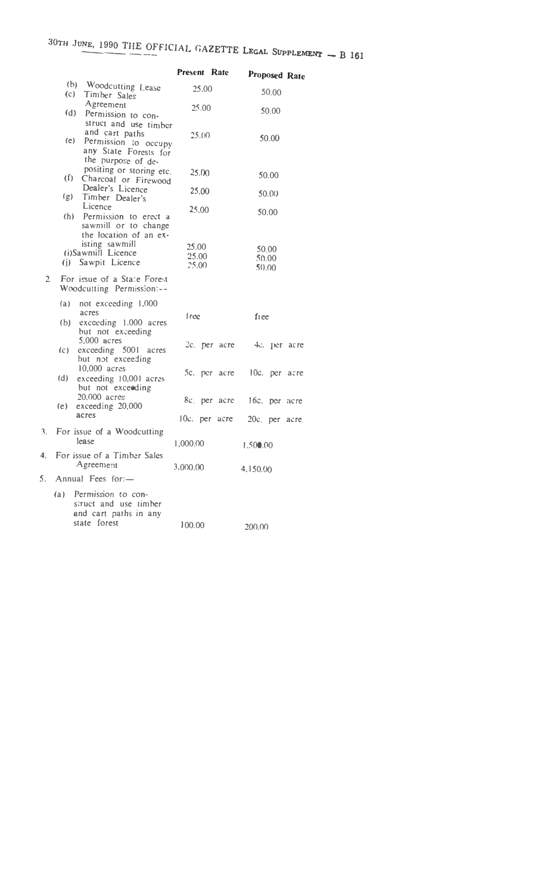| | Present Rate | Proposed Rate |
|---|---|---|
| (b) Woodcutting Lease | 25.00 | 50.00 |
| (c) Timber Sales Agreement | 25.00 | 50.00 |
| (d) Permission to construct and use timber and cart paths | 25.00 | 50.00 |
| (e) Permission to occupy any State Forests for the purpose of depositing or storing etc. | 25.00 | 50.00 |
| (f) Charcoal or Firewood Dealer's Licence | 25.00 | 50.00 |
| (g) Timber Dealer's Licence | 25.00 | 50.00 |
| (h) Permission to erect a sawmill or to change the location of an existing sawmill | 25.00 | 50.00 |
| (i) Sawmill Licence | 25.00 | 50.00 |
| (j) Sawpit Licence | 25.00 | 50.00 |
| 2. For issue of a State Forest Woodcutting Permission:-- | | |
| (a) not exceeding 1,000 acres | free | free |
| (b) exceeding 1.000 acres but not exceeding 5,000 acres | 2c. per acre | 4c. per acre |
| (c) exceeding 5001 acres but not exceeding 10,000 acres | 5c. per acre | 10c. per acre |
| (d) exceeding 10,001 acres but not exceeding 20,000 acres | 8c. per acre | 16c. per acre |
| (e) exceeding 20,000 acres | 10c. per acre | 20c. per acre |
| 3. For issue of a Woodcutting lease | 1,000.00 | 1.500.00 |
| 4. For issue of a Timber Sales Agreement | 3,000.00 | 4,150.00 |
| 5. Annual Fees for:— | | |
| (a) Permission to construct and use timber and cart paths in any state forest | 100.00 | 200.00 |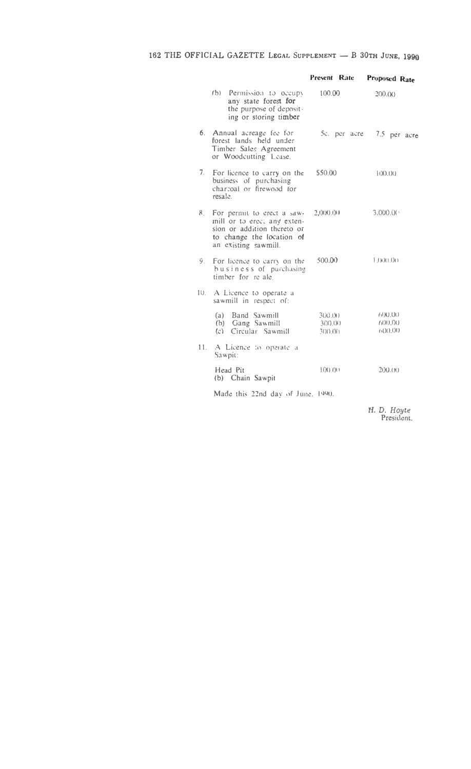| | Present Rate | Proposed Rate |
|---|---|---|
| (b) Permission to occupy any state forest for the purpose of depositing or storing timber | 100.00 | 200.00 |
| 6. Annual acreage fee for forest lands held under Timber Sales Agreement or Woodcutting Lease. | 5c. per acre | 7.5 per acre |
| 7. For licence to carry on the business of purchasing charcoal or firewood for resale. | $50.00 | 100.00 |
| 8. For permit to erect a sawmill or to erect any extension or addition thereto or to change the location of an existing sawmill. | 2,000.00 | 3,000.00 |
| 9. For licence to carry on the business of purchasing timber for resale. | 500.00 | 1,000.00 |
| 10. A Licence to operate a sawmill in respect of: | | |
| (a) Band Sawmill | 300.00 | 600.00 |
| (b) Gang Sawmill | 300.00 | 600.00 |
| (c) Circular Sawmill | 300.00 | 600.00 |
| 11. A Licence to operate a Sawpit: | | |
| Head Pit | 100.00 | 200.00 |
| (b) Chain Sawpit | | |

Made this 22nd day of June, 1990.

*H. D. Hoyte*
President.